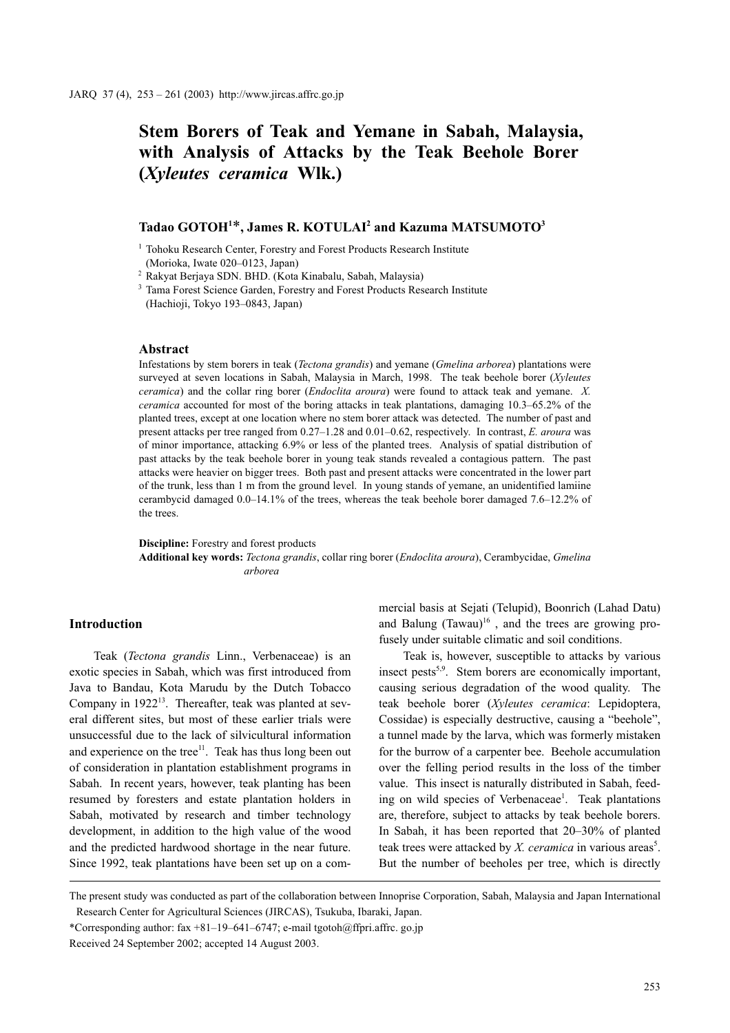# Stem Borers of Teak and Yemane in Sabah, Malaysia, with Analysis of Attacks by the Teak Beehole Borer (*Xyleutes ceramica* Wlk.)

**Tadao GOTOH[1]*, James R. KOTULAI[2] and Kazuma MATSUMOTO[3]**

[1] Tohoku Research Center, Forestry and Forest Products Research Institute (Morioka, Iwate 020–0123, Japan)

[2] Rakyat Berjaya SDN. BHD. (Kota Kinabalu, Sabah, Malaysia)

[3] Tama Forest Science Garden, Forestry and Forest Products Research Institute (Hachioji, Tokyo 193–0843, Japan)

## Abstract

Infestations by stem borers in teak (*Tectona grandis*) and yemane (*Gmelina arborea*) plantations were surveyed at seven locations in Sabah, Malaysia in March, 1998. The teak beehole borer (*Xyleutes ceramica*) and the collar ring borer (*Endoclita aroura*) were found to attack teak and yemane. *X. ceramica* accounted for most of the boring attacks in teak plantations, damaging 10.3–65.2% of the planted trees, except at one location where no stem borer attack was detected. The number of past and present attacks per tree ranged from 0.27–1.28 and 0.01–0.62, respectively. In contrast, *E. aroura* was of minor importance, attacking 6.9% or less of the planted trees. Analysis of spatial distribution of past attacks by the teak beehole borer in young teak stands revealed a contagious pattern. The past attacks were heavier on bigger trees. Both past and present attacks were concentrated in the lower part of the trunk, less than 1 m from the ground level. In young stands of yemane, an unidentified lamiine cerambycid damaged 0.0–14.1% of the trees, whereas the teak beehole borer damaged 7.6–12.2% of the trees.

**Discipline:** Forestry and forest products

**Additional key words:** *Tectona grandis*, collar ring borer (*Endoclita aroura*), Cerambycidae, *Gmelina arborea*

## Introduction

Teak (*Tectona grandis* Linn., Verbenaceae) is an exotic species in Sabah, which was first introduced from Java to Bandau, Kota Marudu by the Dutch Tobacco Company in 1922[13]. Thereafter, teak was planted at several different sites, but most of these earlier trials were unsuccessful due to the lack of silvicultural information and experience on the tree[11]. Teak has thus long been out of consideration in plantation establishment programs in Sabah. In recent years, however, teak planting has been resumed by foresters and estate plantation holders in Sabah, motivated by research and timber technology development, in addition to the high value of the wood and the predicted hardwood shortage in the near future. Since 1992, teak plantations have been set up on a commercial basis at Sejati (Telupid), Boonrich (Lahad Datu) and Balung (Tawau)[16], and the trees are growing profusely under suitable climatic and soil conditions.

Teak is, however, susceptible to attacks by various insect pests[5,9]. Stem borers are economically important, causing serious degradation of the wood quality. The teak beehole borer (*Xyleutes ceramica*: Lepidoptera, Cossidae) is especially destructive, causing a "beehole", a tunnel made by the larva, which was formerly mistaken for the burrow of a carpenter bee. Beehole accumulation over the felling period results in the loss of the timber value. This insect is naturally distributed in Sabah, feeding on wild species of Verbenaceae[1]. Teak plantations are, therefore, subject to attacks by teak beehole borers. In Sabah, it has been reported that 20–30% of planted teak trees were attacked by *X. ceramica* in various areas[5]. But the number of beeholes per tree, which is directly

The present study was conducted as part of the collaboration between Innoprise Corporation, Sabah, Malaysia and Japan International Research Center for Agricultural Sciences (JIRCAS), Tsukuba, Ibaraki, Japan.

*Corresponding author: fax +81–19–641–6747; e-mail tgotoh@ffpri.affrc. go.jp

Received 24 September 2002; accepted 14 August 2003.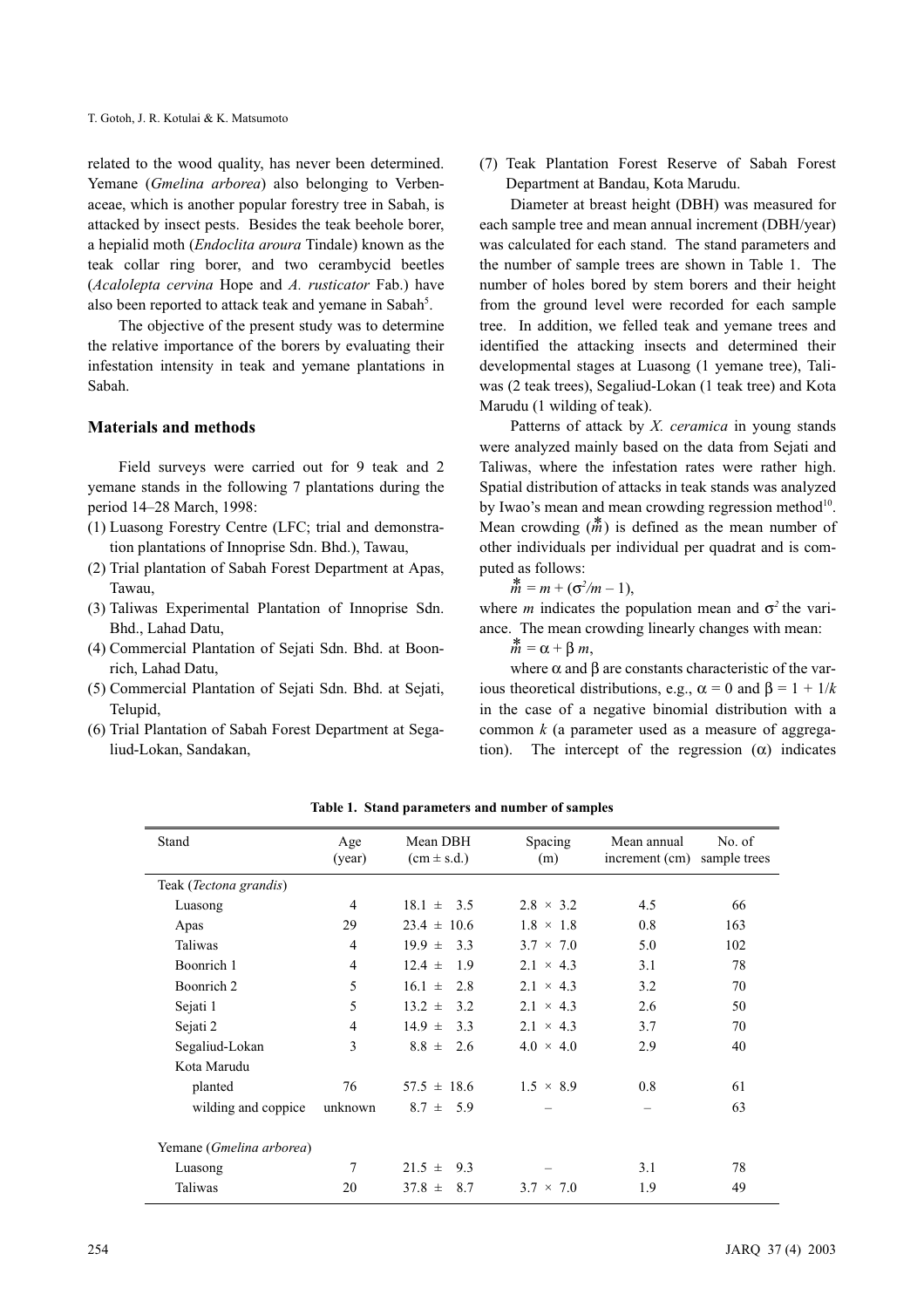related to the wood quality, has never been determined. Yemane (*Gmelina arborea*) also belonging to Verbenaceae, which is another popular forestry tree in Sabah, is attacked by insect pests. Besides the teak beehole borer, a hepialid moth (*Endoclita aroura* Tindale) known as the teak collar ring borer, and two cerambycid beetles (*Acalolepta cervina* Hope and *A. rusticator* Fab.) have also been reported to attack teak and yemane in Sabah[5].

The objective of the present study was to determine the relative importance of the borers by evaluating their infestation intensity in teak and yemane plantations in Sabah.

## Materials and methods

Field surveys were carried out for 9 teak and 2 yemane stands in the following 7 plantations during the period 14–28 March, 1998:

(1) Luasong Forestry Centre (LFC; trial and demonstration plantations of Innoprise Sdn. Bhd.), Tawau,
(2) Trial plantation of Sabah Forest Department at Apas, Tawau,
(3) Taliwas Experimental Plantation of Innoprise Sdn. Bhd., Lahad Datu,
(4) Commercial Plantation of Sejati Sdn. Bhd. at Boonrich, Lahad Datu,
(5) Commercial Plantation of Sejati Sdn. Bhd. at Sejati, Telupid,
(6) Trial Plantation of Sabah Forest Department at Segaliud-Lokan, Sandakan,
(7) Teak Plantation Forest Reserve of Sabah Forest Department at Bandau, Kota Marudu.

Diameter at breast height (DBH) was measured for each sample tree and mean annual increment (DBH/year) was calculated for each stand. The stand parameters and the number of sample trees are shown in Table 1. The number of holes bored by stem borers and their height from the ground level were recorded for each sample tree. In addition, we felled teak and yemane trees and identified the attacking insects and determined their developmental stages at Luasong (1 yemane tree), Taliwas (2 teak trees), Segaliud-Lokan (1 teak tree) and Kota Marudu (1 wilding of teak).

Patterns of attack by *X. ceramica* in young stands were analyzed mainly based on the data from Sejati and Taliwas, where the infestation rates were rather high. Spatial distribution of attacks in teak stands was analyzed by Iwao's mean and mean crowding regression method[10]. Mean crowding ($\overset{*}{m}$) is defined as the mean number of other individuals per individual per quadrat and is computed as follows:

$$\overset{*}{m} = m + (\sigma^2/m - 1),$$

where *m* indicates the population mean and $\sigma^2$ the variance. The mean crowding linearly changes with mean:

$$\overset{*}{m} = \alpha + \beta\, m,$$

where $\alpha$ and $\beta$ are constants characteristic of the various theoretical distributions, e.g., $\alpha = 0$ and $\beta = 1 + 1/k$ in the case of a negative binomial distribution with a common *k* (a parameter used as a measure of aggregation). The intercept of the regression ($\alpha$) indicates

**Table 1. Stand parameters and number of samples**

| Stand | Age (year) | Mean DBH (cm ± s.d.) | Spacing (m) | Mean annual increment (cm) | No. of sample trees |
|---|---|---|---|---|---|
| Teak (*Tectona grandis*) | | | | | |
| Luasong | 4 | 18.1 ± 3.5 | 2.8 × 3.2 | 4.5 | 66 |
| Apas | 29 | 23.4 ± 10.6 | 1.8 × 1.8 | 0.8 | 163 |
| Taliwas | 4 | 19.9 ± 3.3 | 3.7 × 7.0 | 5.0 | 102 |
| Boonrich 1 | 4 | 12.4 ± 1.9 | 2.1 × 4.3 | 3.1 | 78 |
| Boonrich 2 | 5 | 16.1 ± 2.8 | 2.1 × 4.3 | 3.2 | 70 |
| Sejati 1 | 5 | 13.2 ± 3.2 | 2.1 × 4.3 | 2.6 | 50 |
| Sejati 2 | 4 | 14.9 ± 3.3 | 2.1 × 4.3 | 3.7 | 70 |
| Segaliud-Lokan | 3 | 8.8 ± 2.6 | 4.0 × 4.0 | 2.9 | 40 |
| Kota Marudu | | | | | |
| planted | 76 | 57.5 ± 18.6 | 1.5 × 8.9 | 0.8 | 61 |
| wilding and coppice | unknown | 8.7 ± 5.9 | – | – | 63 |
| Yemane (*Gmelina arborea*) | | | | | |
| Luasong | 7 | 21.5 ± 9.3 | – | 3.1 | 78 |
| Taliwas | 20 | 37.8 ± 8.7 | 3.7 × 7.0 | 1.9 | 49 |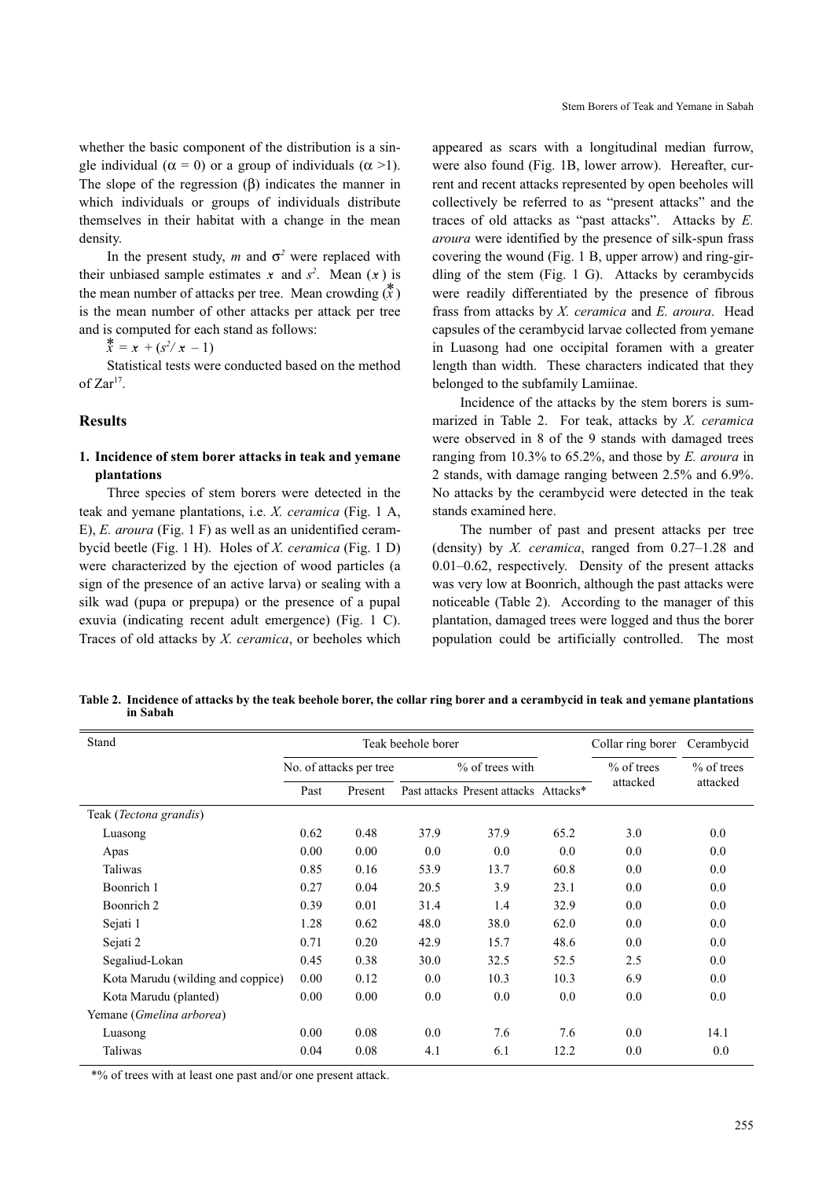whether the basic component of the distribution is a single individual ($\alpha = 0$) or a group of individuals ($\alpha > 1$). The slope of the regression ($\beta$) indicates the manner in which individuals or groups of individuals distribute themselves in their habitat with a change in the mean density.

In the present study, $m$ and $\sigma^2$ were replaced with their unbiased sample estimates $\bar{x}$ and $s^2$. Mean ($\bar{x}$) is the mean number of attacks per tree. Mean crowding ($\overset{*}{x}$) is the mean number of other attacks per attack per tree and is computed for each stand as follows:

$$\overset{*}{x} = \bar{x} + (s^2/\bar{x} - 1)$$

Statistical tests were conducted based on the method of Zar[17].

## Results

### 1. Incidence of stem borer attacks in teak and yemane plantations

Three species of stem borers were detected in the teak and yemane plantations, i.e. *X. ceramica* (Fig. 1 A, E), *E. aroura* (Fig. 1 F) as well as an unidentified cerambycid beetle (Fig. 1 H). Holes of *X. ceramica* (Fig. 1 D) were characterized by the ejection of wood particles (a sign of the presence of an active larva) or sealing with a silk wad (pupa or prepupa) or the presence of a pupal exuvia (indicating recent adult emergence) (Fig. 1 C). Traces of old attacks by *X. ceramica*, or beeholes which appeared as scars with a longitudinal median furrow, were also found (Fig. 1B, lower arrow). Hereafter, current and recent attacks represented by open beeholes will collectively be referred to as "present attacks" and the traces of old attacks as "past attacks". Attacks by *E. aroura* were identified by the presence of silk-spun frass covering the wound (Fig. 1 B, upper arrow) and ring-girdling of the stem (Fig. 1 G). Attacks by cerambycids were readily differentiated by the presence of fibrous frass from attacks by *X. ceramica* and *E. aroura*. Head capsules of the cerambycid larvae collected from yemane in Luasong had one occipital foramen with a greater length than width. These characters indicated that they belonged to the subfamily Lamiinae.

Incidence of the attacks by the stem borers is summarized in Table 2. For teak, attacks by *X. ceramica* were observed in 8 of the 9 stands with damaged trees ranging from 10.3% to 65.2%, and those by *E. aroura* in 2 stands, with damage ranging between 2.5% and 6.9%. No attacks by the cerambycid were detected in the teak stands examined here.

The number of past and present attacks per tree (density) by *X. ceramica*, ranged from 0.27–1.28 and 0.01–0.62, respectively. Density of the present attacks was very low at Boonrich, although the past attacks were noticeable (Table 2). According to the manager of this plantation, damaged trees were logged and thus the borer population could be artificially controlled. The most

**Table 2. Incidence of attacks by the teak beehole borer, the collar ring borer and a cerambycid in teak and yemane plantations in Sabah**

| Stand | Teak beehole borer | | | | | Collar ring borer | Cerambycid |
|---|---|---|---|---|---|---|---|
| | No. of attacks per tree | | % of trees with | | | % of trees attacked | % of trees attacked |
| | Past | Present | Past attacks | Present attacks | Attacks* | | |
| Teak (*Tectona grandis*) | | | | | | | |
| Luasong | 0.62 | 0.48 | 37.9 | 37.9 | 65.2 | 3.0 | 0.0 |
| Apas | 0.00 | 0.00 | 0.0 | 0.0 | 0.0 | 0.0 | 0.0 |
| Taliwas | 0.85 | 0.16 | 53.9 | 13.7 | 60.8 | 0.0 | 0.0 |
| Boonrich 1 | 0.27 | 0.04 | 20.5 | 3.9 | 23.1 | 0.0 | 0.0 |
| Boonrich 2 | 0.39 | 0.01 | 31.4 | 1.4 | 32.9 | 0.0 | 0.0 |
| Sejati 1 | 1.28 | 0.62 | 48.0 | 38.0 | 62.0 | 0.0 | 0.0 |
| Sejati 2 | 0.71 | 0.20 | 42.9 | 15.7 | 48.6 | 0.0 | 0.0 |
| Segaliud-Lokan | 0.45 | 0.38 | 30.0 | 32.5 | 52.5 | 2.5 | 0.0 |
| Kota Marudu (wilding and coppice) | 0.00 | 0.12 | 0.0 | 10.3 | 10.3 | 6.9 | 0.0 |
| Kota Marudu (planted) | 0.00 | 0.00 | 0.0 | 0.0 | 0.0 | 0.0 | 0.0 |
| Yemane (*Gmelina arborea*) | | | | | | | |
| Luasong | 0.00 | 0.08 | 0.0 | 7.6 | 7.6 | 0.0 | 14.1 |
| Taliwas | 0.04 | 0.08 | 4.1 | 6.1 | 12.2 | 0.0 | 0.0 |

*% of trees with at least one past and/or one present attack.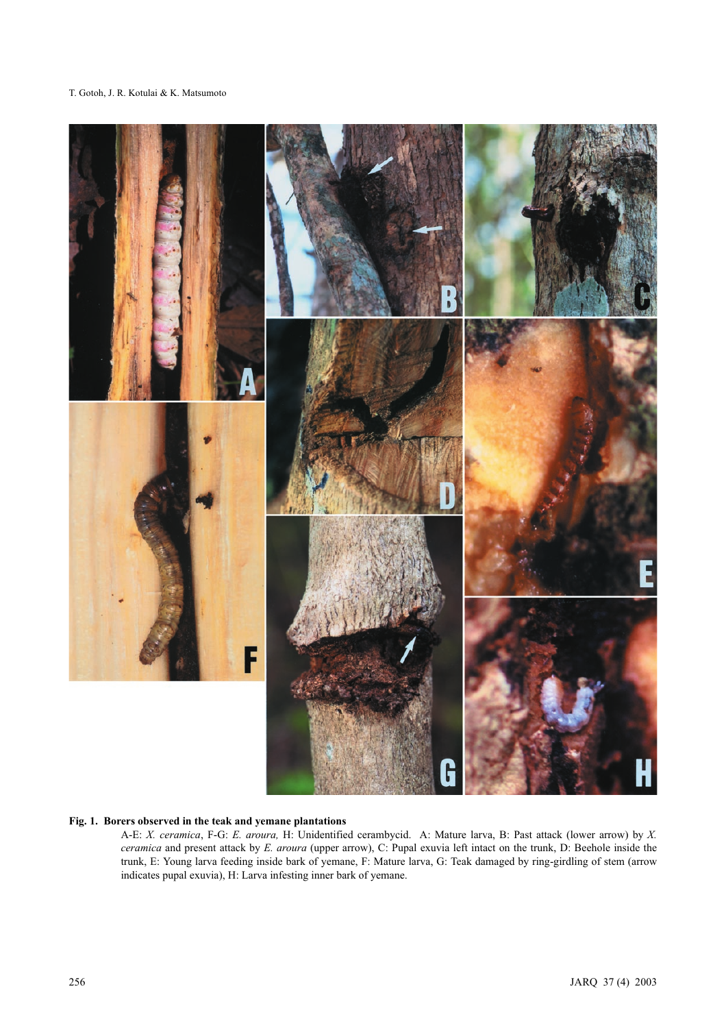**Fig. 1. Borers observed in the teak and yemane plantations**

A-E: *X. ceramica*, F-G: *E. aroura,* H: Unidentified cerambycid. A: Mature larva, B: Past attack (lower arrow) by *X. ceramica* and present attack by *E. aroura* (upper arrow), C: Pupal exuvia left intact on the trunk, D: Beehole inside the trunk, E: Young larva feeding inside bark of yemane, F: Mature larva, G: Teak damaged by ring-girdling of stem (arrow indicates pupal exuvia), H: Larva infesting inner bark of yemane.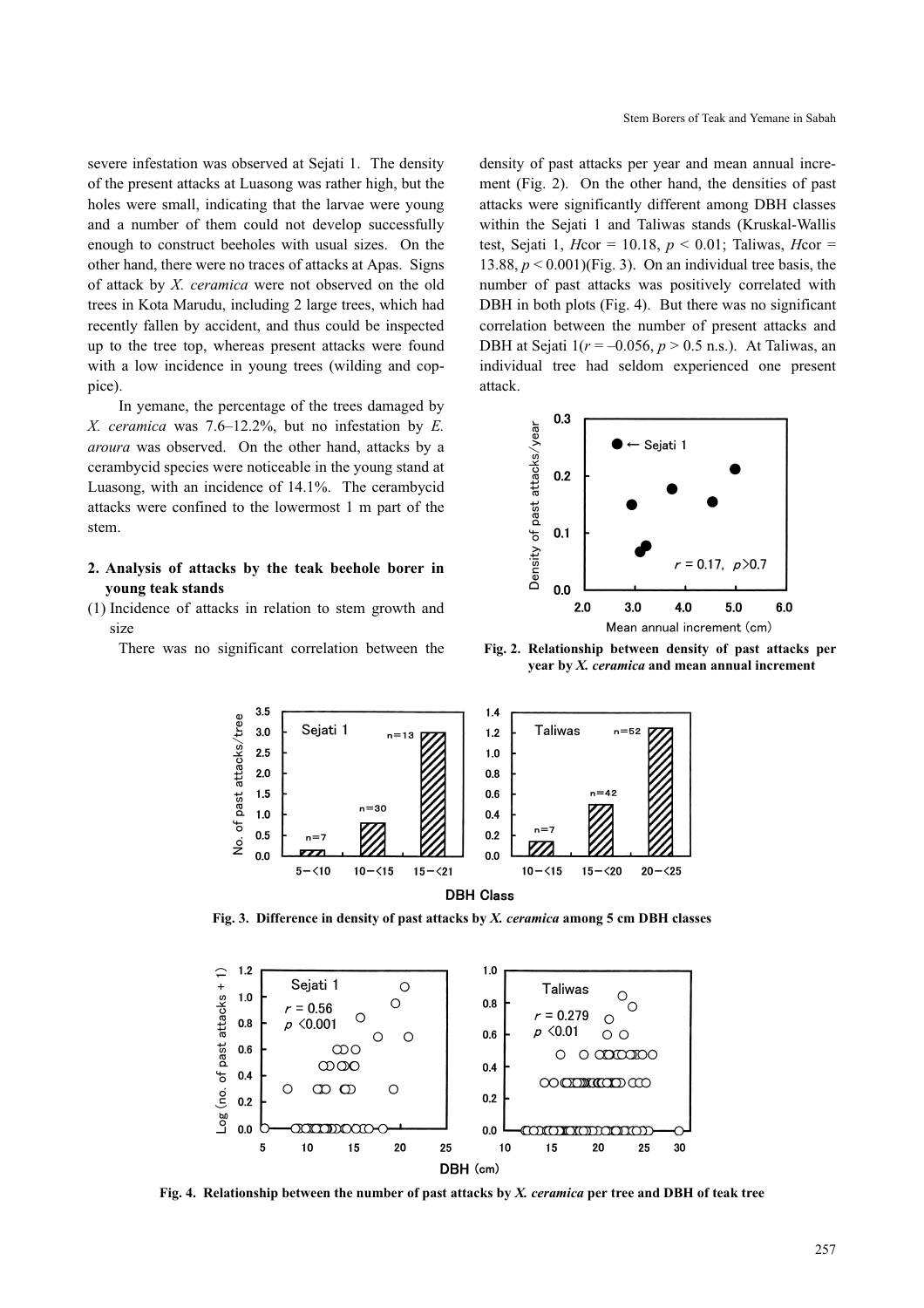severe infestation was observed at Sejati 1. The density of the present attacks at Luasong was rather high, but the holes were small, indicating that the larvae were young and a number of them could not develop successfully enough to construct beeholes with usual sizes. On the other hand, there were no traces of attacks at Apas. Signs of attack by *X. ceramica* were not observed on the old trees in Kota Marudu, including 2 large trees, which had recently fallen by accident, and thus could be inspected up to the tree top, whereas present attacks were found with a low incidence in young trees (wilding and coppice).

In yemane, the percentage of the trees damaged by *X. ceramica* was 7.6–12.2%, but no infestation by *E. aroura* was observed. On the other hand, attacks by a cerambycid species were noticeable in the young stand at Luasong, with an incidence of 14.1%. The cerambycid attacks were confined to the lowermost 1 m part of the stem.

## 2. Analysis of attacks by the teak beehole borer in young teak stands

### (1) Incidence of attacks in relation to stem growth and size

There was no significant correlation between the density of past attacks per year and mean annual increment (Fig. 2). On the other hand, the densities of past attacks were significantly different among DBH classes within the Sejati 1 and Taliwas stands (Kruskal-Wallis test, Sejati 1, $H$cor = 10.18, $p < 0.01$; Taliwas, $H$cor = 13.88, $p < 0.001$)(Fig. 3). On an individual tree basis, the number of past attacks was positively correlated with DBH in both plots (Fig. 4). But there was no significant correlation between the number of present attacks and DBH at Sejati 1($r = –0.056$, $p > 0.5$ n.s.). At Taliwas, an individual tree had seldom experienced one present attack.

Density of past attacks/year
0.3
0.2
0.1
0.0
← Sejati 1
$r$ = 0.17, $p$>0.7
2.0 3.0 4.0 5.0 6.0
Mean annual increment (cm)

**Fig. 2. Relationship between density of past attacks per year by *X. ceramica* and mean annual increment**

No. of past attacks/tree
Sejati 1
3.5 3.0 2.5 2.0 1.5 1.0 0.5 0.0
n=7 n=30 n=13
5−<10 10−<15 15−<21
Taliwas
1.4 1.2 1.0 0.8 0.6 0.4 0.2 0.0
n=7 n=42 n=52
10−<15 15−<20 20−<25
DBH Class

**Fig. 3. Difference in density of past attacks by *X. ceramica* among 5 cm DBH classes**

Log (no. of past attacks + 1)
Sejati 1
$r$ = 0.56
$p$ <0.001
1.2 1.0 0.8 0.6 0.4 0.2 0.0
5 10 15 20 25
Taliwas
$r$ = 0.279
$p$ <0.01
1.0 0.8 0.6 0.4 0.2 0.0
10 15 20 25 30
DBH (cm)

**Fig. 4. Relationship between the number of past attacks by *X. ceramica* per tree and DBH of teak tree**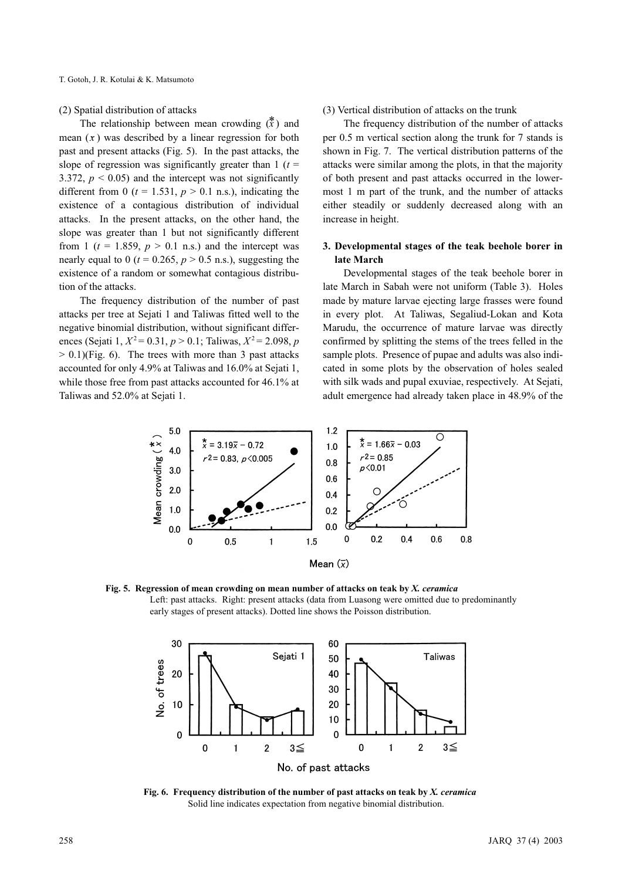(2) Spatial distribution of attacks

The relationship between mean crowding ($\overset{*}{x}$) and mean ($x$) was described by a linear regression for both past and present attacks (Fig. 5). In the past attacks, the slope of regression was significantly greater than 1 ($t$ = 3.372, $p < 0.05$) and the intercept was not significantly different from 0 ($t$ = 1.531, $p > 0.1$ n.s.), indicating the existence of a contagious distribution of individual attacks. In the present attacks, on the other hand, the slope was greater than 1 but not significantly different from 1 ($t$ = 1.859, $p > 0.1$ n.s.) and the intercept was nearly equal to 0 ($t$ = 0.265, $p > 0.5$ n.s.), suggesting the existence of a random or somewhat contagious distribution of the attacks.

The frequency distribution of the number of past attacks per tree at Sejati 1 and Taliwas fitted well to the negative binomial distribution, without significant differences (Sejati 1, $X^2 = 0.31$, $p > 0.1$; Taliwas, $X^2 = 2.098$, $p > 0.1$)(Fig. 6). The trees with more than 3 past attacks accounted for only 4.9% at Taliwas and 16.0% at Sejati 1, while those free from past attacks accounted for 46.1% at Taliwas and 52.0% at Sejati 1.

(3) Vertical distribution of attacks on the trunk

The frequency distribution of the number of attacks per 0.5 m vertical section along the trunk for 7 stands is shown in Fig. 7. The vertical distribution patterns of the attacks were similar among the plots, in that the majority of both present and past attacks occurred in the lowermost 1 m part of the trunk, and the number of attacks either steadily or suddenly decreased along with an increase in height.

### 3. Developmental stages of the teak beehole borer in late March

Developmental stages of the teak beehole borer in late March in Sabah were not uniform (Table 3). Holes made by mature larvae ejecting large frasses were found in every plot. At Taliwas, Segaliud-Lokan and Kota Marudu, the occurrence of mature larvae was directly confirmed by splitting the stems of the trees felled in the sample plots. Presence of pupae and adults was also indicated in some plots by the observation of holes sealed with silk wads and pupal exuviae, respectively. At Sejati, adult emergence had already taken place in 48.9% of the

Mean crowding ($\overset{*}{x}$)

$\overset{*}{x} = 3.19\bar{x} - 0.72$

$r^2 = 0.83$, $p < 0.005$

$\overset{*}{x} = 1.66\bar{x} - 0.03$

$r^2 = 0.85$

$p < 0.01$

Mean ($\bar{x}$)

**Fig. 5. Regression of mean crowding on mean number of attacks on teak by *X. ceramica***

Left: past attacks. Right: present attacks (data from Luasong were omitted due to predominantly early stages of present attacks). Dotted line shows the Poisson distribution.

No. of trees

Sejati 1

Taliwas

0 1 2 3≦

No. of past attacks

**Fig. 6. Frequency distribution of the number of past attacks on teak by *X. ceramica***

Solid line indicates expectation from negative binomial distribution.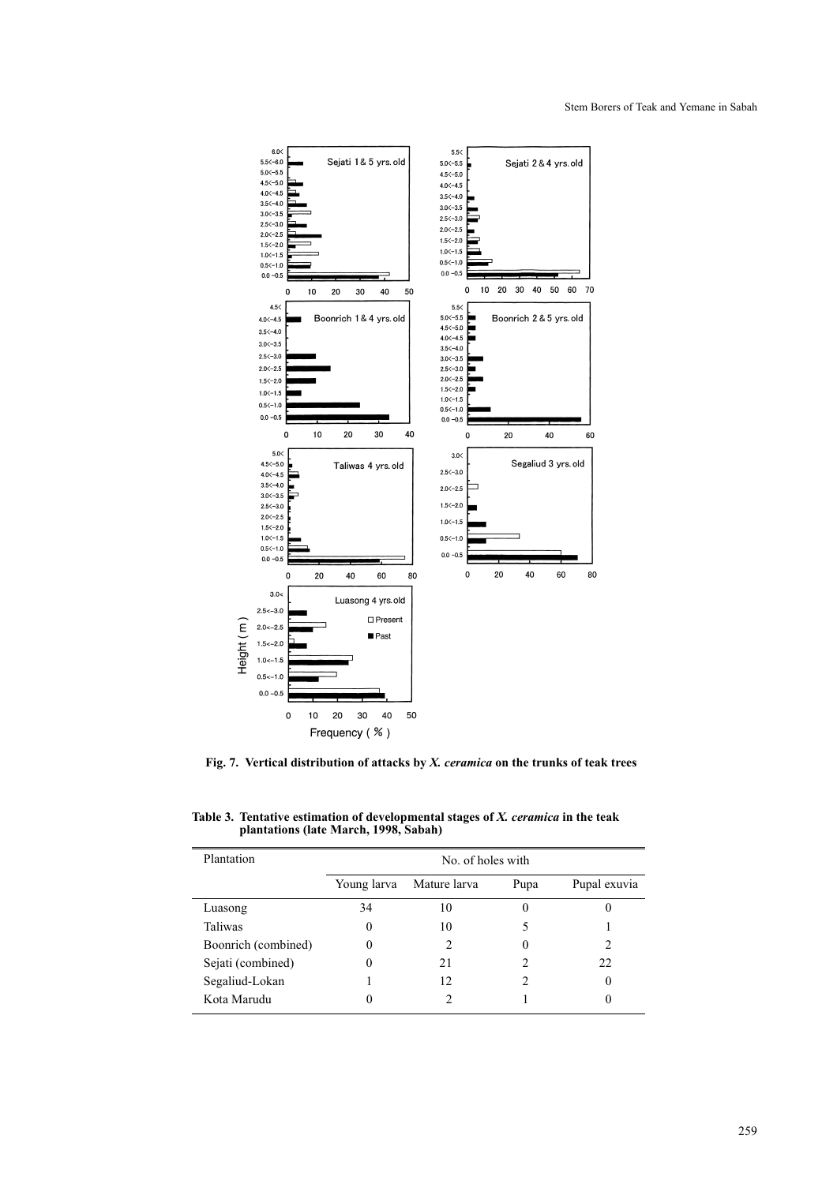Sejati 1 & 5 yrs. old

6.0<
5.5<–6.0
5.0<–5.5
4.5<–5.0
4.0<–4.5
3.5<–4.0
3.0<–3.5
2.5<–3.0
2.0<–2.5
1.5<–2.0
1.0<–1.5
0.5<–1.0
0.0 –0.5

0 10 20 30 40 50

Sejati 2 & 4 yrs. old

5.5<
5.0<–5.5
4.5<–5.0
4.0<–4.5
3.5<–4.0
3.0<–3.5
2.5<–3.0
2.0<–2.5
1.5<–2.0
1.0<–1.5
0.5<–1.0
0.0 –0.5

0 10 20 30 40 50 60 70

Boonrich 1 & 4 yrs. old

4.5<
4.0<–4.5
3.5<–4.0
3.0<–3.5
2.5<–3.0
2.0<–2.5
1.5<–2.0
1.0<–1.5
0.5<–1.0
0.0 –0.5

0 10 20 30 40

Boonrich 2 & 5 yrs. old

5.5<
5.0<–5.5
4.5<–5.0
4.0<–4.5
3.5<–4.0
3.0<–3.5
2.5<–3.0
2.0<–2.5
1.5<–2.0
1.0<–1.5
0.5<–1.0
0.0 –0.5

0 20 40 60

Taliwas 4 yrs. old

5.0<
4.5<–5.0
4.0<–4.5
3.5<–4.0
3.0<–3.5
2.5<–3.0
2.0<–2.5
1.5<–2.0
1.0<–1.5
0.5<–1.0
0.0 –0.5

0 20 40 60 80

Segaliud 3 yrs. old

3.0<
2.5<–3.0
2.0<–2.5
1.5<–2.0
1.0<–1.5
0.5<–1.0
0.0 –0.5

0 20 40 60 80

Luasong 4 yrs. old

3.0<
2.5<–3.0
2.0<–2.5
1.5<–2.0
1.0<–1.5
0.5<–1.0
0.0 –0.5

Present
Past

Height ( m )

0 10 20 30 40 50

Frequency ( % )

**Fig. 7. Vertical distribution of attacks by *X. ceramica* on the trunks of teak trees**

**Table 3. Tentative estimation of developmental stages of *X. ceramica* in the teak plantations (late March, 1998, Sabah)**

| Plantation | No. of holes with | | | |
|---|---|---|---|---|
| | Young larva | Mature larva | Pupa | Pupal exuvia |
| Luasong | 34 | 10 | 0 | 0 |
| Taliwas | 0 | 10 | 5 | 1 |
| Boonrich (combined) | 0 | 2 | 0 | 2 |
| Sejati (combined) | 0 | 21 | 2 | 22 |
| Segaliud-Lokan | 1 | 12 | 2 | 0 |
| Kota Marudu | 0 | 2 | 1 | 0 |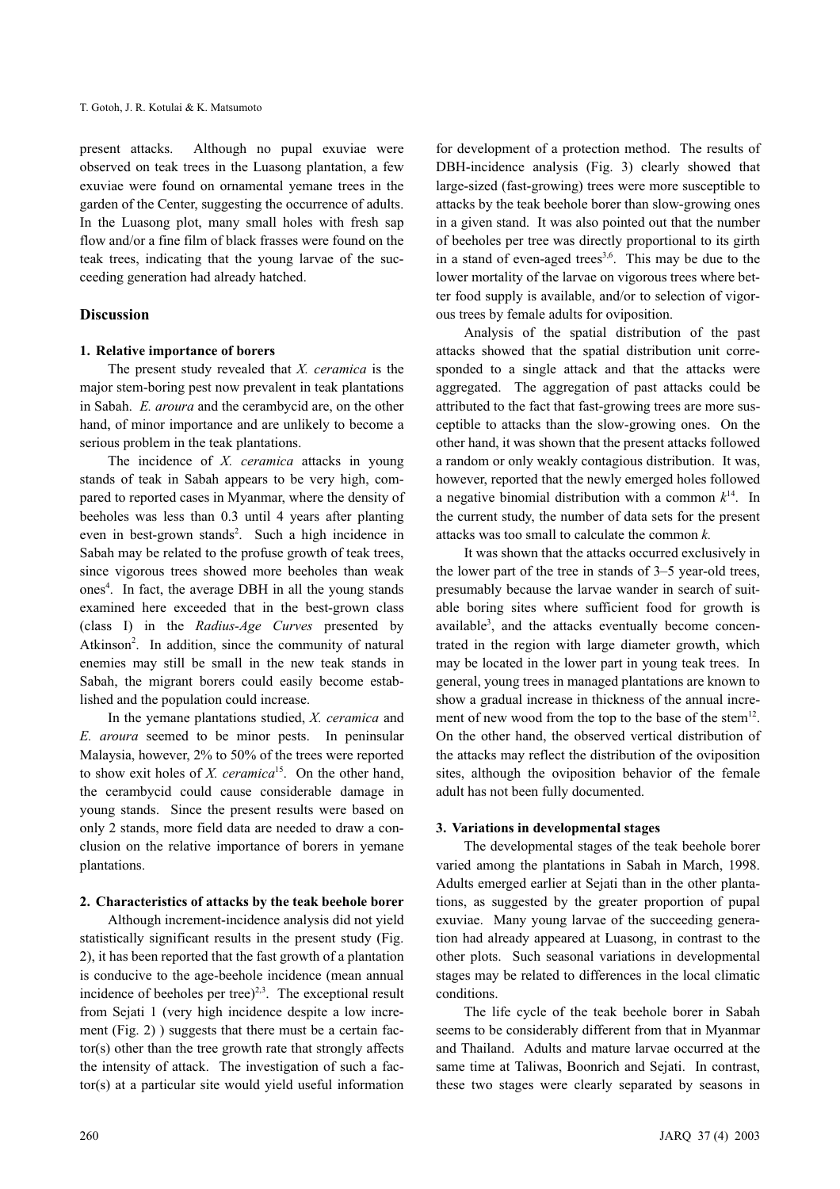present attacks. Although no pupal exuviae were observed on teak trees in the Luasong plantation, a few exuviae were found on ornamental yemane trees in the garden of the Center, suggesting the occurrence of adults. In the Luasong plot, many small holes with fresh sap flow and/or a fine film of black frasses were found on the teak trees, indicating that the young larvae of the succeeding generation had already hatched.

## Discussion

### 1. Relative importance of borers

The present study revealed that *X. ceramica* is the major stem-boring pest now prevalent in teak plantations in Sabah. *E. aroura* and the cerambycid are, on the other hand, of minor importance and are unlikely to become a serious problem in the teak plantations.

The incidence of *X. ceramica* attacks in young stands of teak in Sabah appears to be very high, compared to reported cases in Myanmar, where the density of beeholes was less than 0.3 until 4 years after planting even in best-grown stands[2]. Such a high incidence in Sabah may be related to the profuse growth of teak trees, since vigorous trees showed more beeholes than weak ones[4]. In fact, the average DBH in all the young stands examined here exceeded that in the best-grown class (class I) in the *Radius-Age Curves* presented by Atkinson[2]. In addition, since the community of natural enemies may still be small in the new teak stands in Sabah, the migrant borers could easily become established and the population could increase.

In the yemane plantations studied, *X. ceramica* and *E. aroura* seemed to be minor pests. In peninsular Malaysia, however, 2% to 50% of the trees were reported to show exit holes of *X. ceramica*[15]. On the other hand, the cerambycid could cause considerable damage in young stands. Since the present results were based on only 2 stands, more field data are needed to draw a conclusion on the relative importance of borers in yemane plantations.

### 2. Characteristics of attacks by the teak beehole borer

Although increment-incidence analysis did not yield statistically significant results in the present study (Fig. 2), it has been reported that the fast growth of a plantation is conducive to the age-beehole incidence (mean annual incidence of beeholes per tree)[2,3]. The exceptional result from Sejati 1 (very high incidence despite a low increment (Fig. 2) ) suggests that there must be a certain factor(s) other than the tree growth rate that strongly affects the intensity of attack. The investigation of such a factor(s) at a particular site would yield useful information for development of a protection method. The results of DBH-incidence analysis (Fig. 3) clearly showed that large-sized (fast-growing) trees were more susceptible to attacks by the teak beehole borer than slow-growing ones in a given stand. It was also pointed out that the number of beeholes per tree was directly proportional to its girth in a stand of even-aged trees[3,6]. This may be due to the lower mortality of the larvae on vigorous trees where better food supply is available, and/or to selection of vigorous trees by female adults for oviposition.

Analysis of the spatial distribution of the past attacks showed that the spatial distribution unit corresponded to a single attack and that the attacks were aggregated. The aggregation of past attacks could be attributed to the fact that fast-growing trees are more susceptible to attacks than the slow-growing ones. On the other hand, it was shown that the present attacks followed a random or only weakly contagious distribution. It was, however, reported that the newly emerged holes followed a negative binomial distribution with a common $k$[14]. In the current study, the number of data sets for the present attacks was too small to calculate the common $k$.

It was shown that the attacks occurred exclusively in the lower part of the tree in stands of 3–5 year-old trees, presumably because the larvae wander in search of suitable boring sites where sufficient food for growth is available[3], and the attacks eventually become concentrated in the region with large diameter growth, which may be located in the lower part in young teak trees. In general, young trees in managed plantations are known to show a gradual increase in thickness of the annual increment of new wood from the top to the base of the stem[12]. On the other hand, the observed vertical distribution of the attacks may reflect the distribution of the oviposition sites, although the oviposition behavior of the female adult has not been fully documented.

### 3. Variations in developmental stages

The developmental stages of the teak beehole borer varied among the plantations in Sabah in March, 1998. Adults emerged earlier at Sejati than in the other plantations, as suggested by the greater proportion of pupal exuviae. Many young larvae of the succeeding generation had already appeared at Luasong, in contrast to the other plots. Such seasonal variations in developmental stages may be related to differences in the local climatic conditions.

The life cycle of the teak beehole borer in Sabah seems to be considerably different from that in Myanmar and Thailand. Adults and mature larvae occurred at the same time at Taliwas, Boonrich and Sejati. In contrast, these two stages were clearly separated by seasons in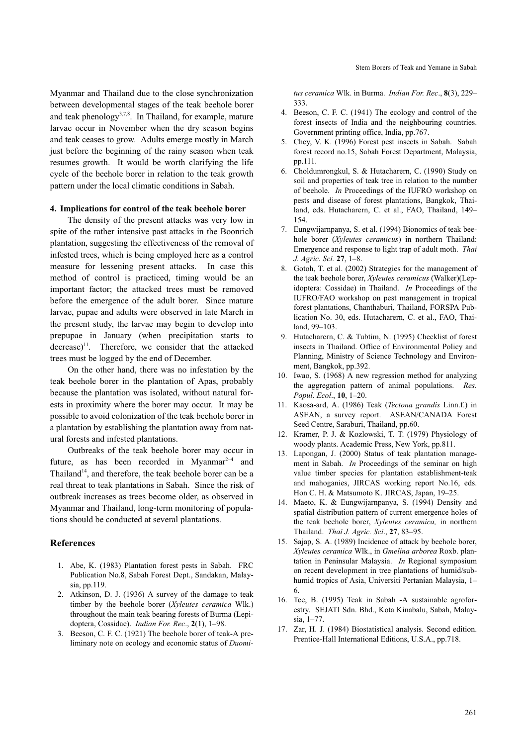Myanmar and Thailand due to the close synchronization between developmental stages of the teak beehole borer and teak phenology[3,7,8]. In Thailand, for example, mature larvae occur in November when the dry season begins and teak ceases to grow. Adults emerge mostly in March just before the beginning of the rainy season when teak resumes growth. It would be worth clarifying the life cycle of the beehole borer in relation to the teak growth pattern under the local climatic conditions in Sabah.

### 4. Implications for control of the teak beehole borer

The density of the present attacks was very low in spite of the rather intensive past attacks in the Boonrich plantation, suggesting the effectiveness of the removal of infested trees, which is being employed here as a control measure for lessening present attacks. In case this method of control is practiced, timing would be an important factor; the attacked trees must be removed before the emergence of the adult borer. Since mature larvae, pupae and adults were observed in late March in the present study, the larvae may begin to develop into prepupae in January (when precipitation starts to decrease)[11]. Therefore, we consider that the attacked trees must be logged by the end of December.

On the other hand, there was no infestation by the teak beehole borer in the plantation of Apas, probably because the plantation was isolated, without natural forests in proximity where the borer may occur. It may be possible to avoid colonization of the teak beehole borer in a plantation by establishing the plantation away from natural forests and infested plantations.

Outbreaks of the teak beehole borer may occur in future, as has been recorded in Myanmar[2–4] and Thailand[14], and therefore, the teak beehole borer can be a real threat to teak plantations in Sabah. Since the risk of outbreak increases as trees become older, as observed in Myanmar and Thailand, long-term monitoring of populations should be conducted at several plantations.

## References

1. Abe, K. (1983) Plantation forest pests in Sabah. FRC Publication No.8, Sabah Forest Dept., Sandakan, Malaysia, pp.119.
2. Atkinson, D. J. (1936) A survey of the damage to teak timber by the beehole borer (*Xyleutes ceramica* Wlk.) throughout the main teak bearing forests of Burma (Lepidoptera, Cossidae). *Indian For. Rec*., **2**(1), 1–98.
3. Beeson, C. F. C. (1921) The beehole borer of teak-A preliminary note on ecology and economic status of *Duomitus ceramica* Wlk. in Burma. *Indian For. Rec*., **8**(3), 229–333.
4. Beeson, C. F. C. (1941) The ecology and control of the forest insects of India and the neighbouring countries. Government printing office, India, pp.767.
5. Chey, V. K. (1996) Forest pest insects in Sabah. Sabah forest record no.15, Sabah Forest Department, Malaysia, pp.111.
6. Choldumrongkul, S. & Hutacharern, C. (1990) Study on soil and properties of teak tree in relation to the number of beehole. *In* Proceedings of the IUFRO workshop on pests and disease of forest plantations, Bangkok, Thailand, eds. Hutacharern, C. et al., FAO, Thailand, 149–154.
7. Eungwijarnpanya, S. et al. (1994) Bionomics of teak beehole borer (*Xyleutes ceramicus*) in northern Thailand: Emergence and response to light trap of adult moth. *Thai J. Agric. Sci.* **27**, 1–8.
8. Gotoh, T. et al. (2002) Strategies for the management of the teak beehole borer, *Xyleutes ceramicus* (Walker)(Lepidoptera: Cossidae) in Thailand. *In* Proceedings of the IUFRO/FAO workshop on pest management in tropical forest plantations, Chanthaburi, Thailand, FORSPA Publication No. 30, eds. Hutacharern, C. et al., FAO, Thailand, 99–103.
9. Hutacharern, C. & Tubtim, N. (1995) Checklist of forest insects in Thailand. Office of Environmental Policy and Planning, Ministry of Science Technology and Environment, Bangkok, pp.392.
10. Iwao, S. (1968) A new regression method for analyzing the aggregation pattern of animal populations. *Res. Popul. Ecol*., **10**, 1–20.
11. Kaosa-ard, A. (1986) Teak (*Tectona grandis* Linn.f.) in ASEAN, a survey report. ASEAN/CANADA Forest Seed Centre, Saraburi, Thailand, pp.60.
12. Kramer, P. J. & Kozlowski, T. T. (1979) Physiology of woody plants. Academic Press, New York, pp.811.
13. Lapongan, J. (2000) Status of teak plantation management in Sabah. *In* Proceedings of the seminar on high value timber species for plantation establishment-teak and mahoganies, JIRCAS working report No.16, eds. Hon C. H. & Matsumoto K. JIRCAS, Japan, 19–25.
14. Maeto, K. & Eungwijarnpanya, S. (1994) Density and spatial distribution pattern of current emergence holes of the teak beehole borer, *Xyleutes ceramica,* in northern Thailand. *Thai J. Agric. Sci*., **27**, 83–95.
15. Sajap, S. A. (1989) Incidence of attack by beehole borer, *Xyleutes ceramica* Wlk., in *Gmelina arborea* Roxb. plantation in Peninsular Malaysia. *In* Regional symposium on recent development in tree plantations of humid/subhumid tropics of Asia, Universiti Pertanian Malaysia, 1–6.
16. Tee, B. (1995) Teak in Sabah -A sustainable agroforestry. SEJATI Sdn. Bhd., Kota Kinabalu, Sabah, Malaysia, 1–77.
17. Zar, H. J. (1984) Biostatistical analysis. Second edition. Prentice-Hall International Editions, U.S.A., pp.718.